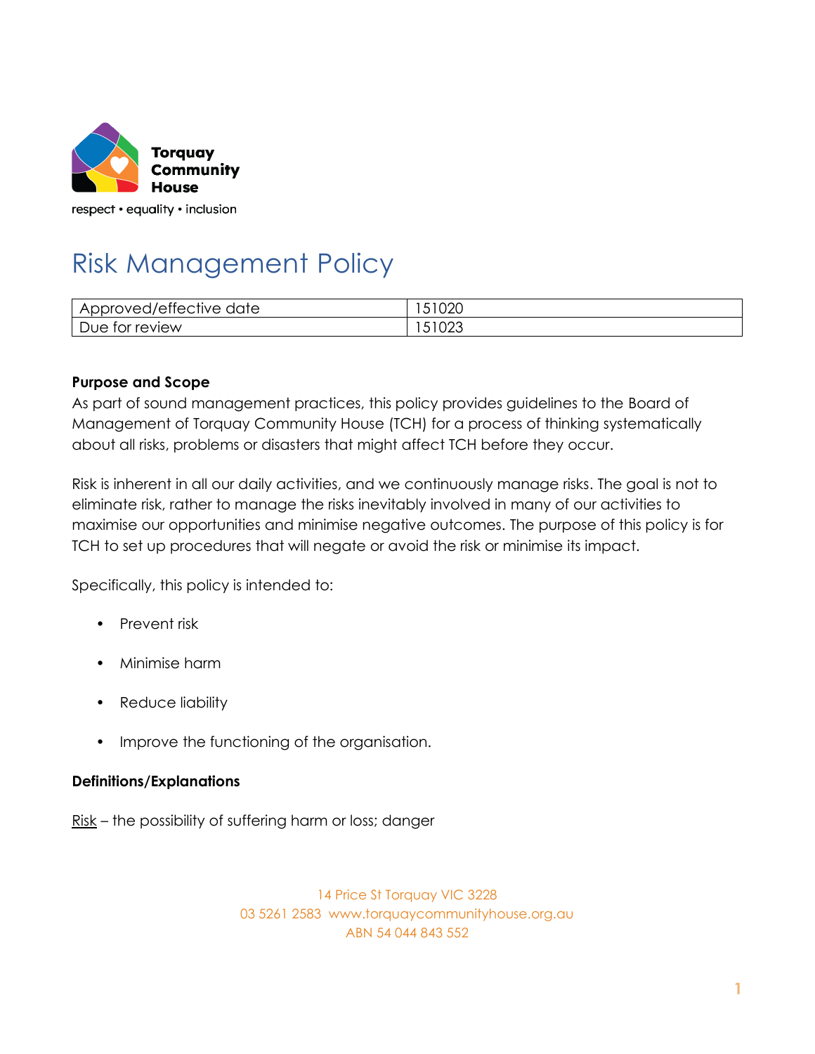Torquay Community House

respect • equality • inclusion

# Risk Management Policy

| Approved/effective date | 151020 |
| --- | --- |
| Due for review | 151023 |

**Purpose and Scope**

As part of sound management practices, this policy provides guidelines to the Board of Management of Torquay Community House (TCH) for a process of thinking systematically about all risks, problems or disasters that might affect TCH before they occur.

Risk is inherent in all our daily activities, and we continuously manage risks. The goal is not to eliminate risk, rather to manage the risks inevitably involved in many of our activities to maximise our opportunities and minimise negative outcomes. The purpose of this policy is for TCH to set up procedures that will negate or avoid the risk or minimise its impact.

Specifically, this policy is intended to:

- Prevent risk
- Minimise harm
- Reduce liability
- Improve the functioning of the organisation.

**Definitions/Explanations**

Risk – the possibility of suffering harm or loss; danger

14 Price St Torquay VIC 3228
03 5261 2583 www.torquaycommunityhouse.org.au
ABN 54 044 843 552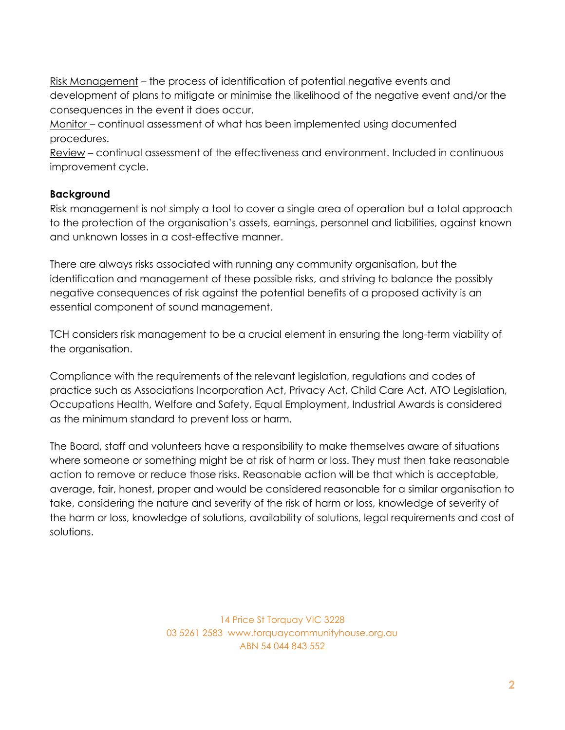<u>Risk Management</u> – the process of identification of potential negative events and development of plans to mitigate or minimise the likelihood of the negative event and/or the consequences in the event it does occur.
<u>Monitor</u> – continual assessment of what has been implemented using documented procedures.
<u>Review</u> – continual assessment of the effectiveness and environment. Included in continuous improvement cycle.

**Background**

Risk management is not simply a tool to cover a single area of operation but a total approach to the protection of the organisation's assets, earnings, personnel and liabilities, against known and unknown losses in a cost-effective manner.

There are always risks associated with running any community organisation, but the identification and management of these possible risks, and striving to balance the possibly negative consequences of risk against the potential benefits of a proposed activity is an essential component of sound management.

TCH considers risk management to be a crucial element in ensuring the long-term viability of the organisation.

Compliance with the requirements of the relevant legislation, regulations and codes of practice such as Associations Incorporation Act, Privacy Act, Child Care Act, ATO Legislation, Occupations Health, Welfare and Safety, Equal Employment, Industrial Awards is considered as the minimum standard to prevent loss or harm.

The Board, staff and volunteers have a responsibility to make themselves aware of situations where someone or something might be at risk of harm or loss. They must then take reasonable action to remove or reduce those risks. Reasonable action will be that which is acceptable, average, fair, honest, proper and would be considered reasonable for a similar organisation to take, considering the nature and severity of the risk of harm or loss, knowledge of severity of the harm or loss, knowledge of solutions, availability of solutions, legal requirements and cost of solutions.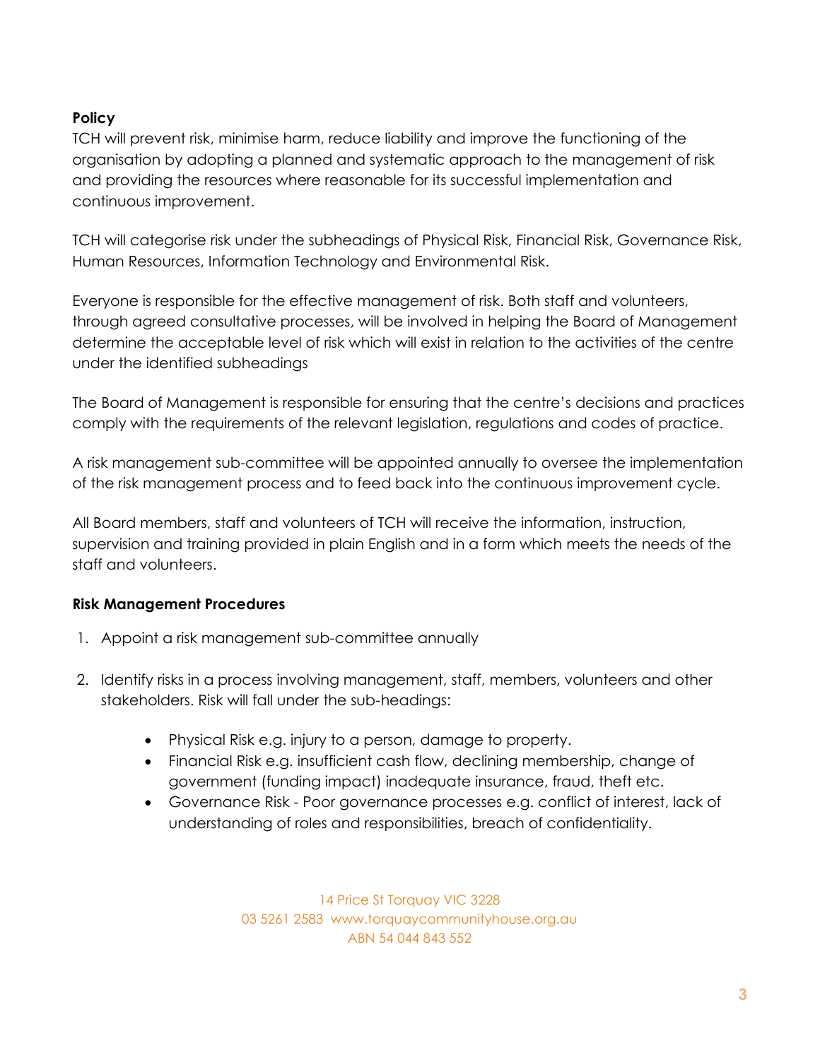**Policy**

TCH will prevent risk, minimise harm, reduce liability and improve the functioning of the organisation by adopting a planned and systematic approach to the management of risk and providing the resources where reasonable for its successful implementation and continuous improvement.

TCH will categorise risk under the subheadings of Physical Risk, Financial Risk, Governance Risk, Human Resources, Information Technology and Environmental Risk.

Everyone is responsible for the effective management of risk. Both staff and volunteers, through agreed consultative processes, will be involved in helping the Board of Management determine the acceptable level of risk which will exist in relation to the activities of the centre under the identified subheadings

The Board of Management is responsible for ensuring that the centre's decisions and practices comply with the requirements of the relevant legislation, regulations and codes of practice.

A risk management sub-committee will be appointed annually to oversee the implementation of the risk management process and to feed back into the continuous improvement cycle.

All Board members, staff and volunteers of TCH will receive the information, instruction, supervision and training provided in plain English and in a form which meets the needs of the staff and volunteers.

**Risk Management Procedures**

1. Appoint a risk management sub-committee annually

2. Identify risks in a process involving management, staff, members, volunteers and other stakeholders. Risk will fall under the sub-headings:

    - Physical Risk e.g. injury to a person, damage to property.
    - Financial Risk e.g. insufficient cash flow, declining membership, change of government (funding impact) inadequate insurance, fraud, theft etc.
    - Governance Risk - Poor governance processes e.g. conflict of interest, lack of understanding of roles and responsibilities, breach of confidentiality.

14 Price St Torquay VIC 3228
03 5261 2583 www.torquaycommunityhouse.org.au
ABN 54 044 843 552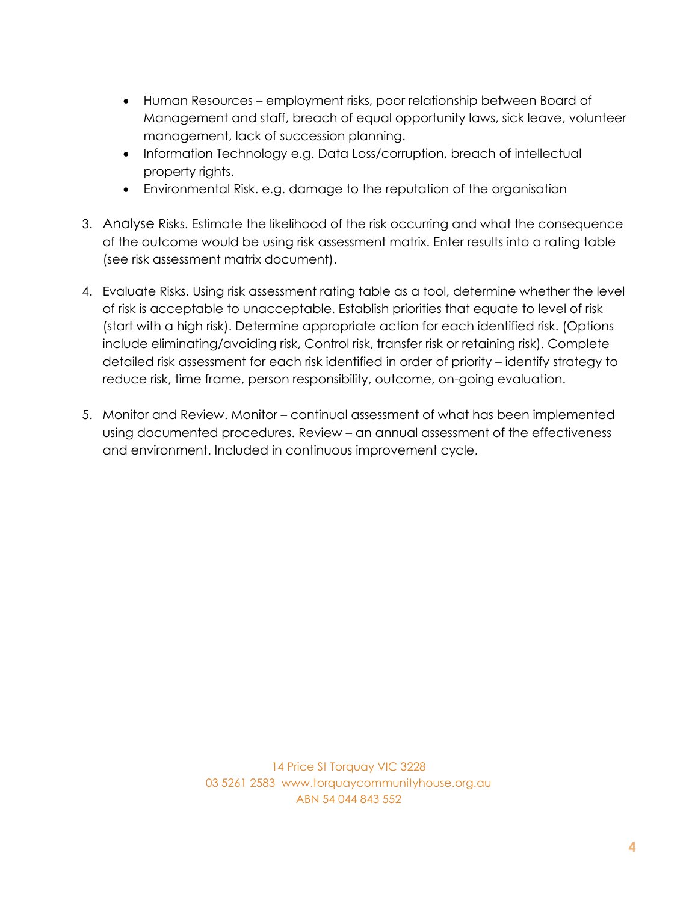- Human Resources – employment risks, poor relationship between Board of Management and staff, breach of equal opportunity laws, sick leave, volunteer management, lack of succession planning.
- Information Technology e.g. Data Loss/corruption, breach of intellectual property rights.
- Environmental Risk. e.g. damage to the reputation of the organisation

3. Analyse Risks. Estimate the likelihood of the risk occurring and what the consequence of the outcome would be using risk assessment matrix. Enter results into a rating table (see risk assessment matrix document).

4. Evaluate Risks. Using risk assessment rating table as a tool, determine whether the level of risk is acceptable to unacceptable. Establish priorities that equate to level of risk (start with a high risk). Determine appropriate action for each identified risk. (Options include eliminating/avoiding risk, Control risk, transfer risk or retaining risk). Complete detailed risk assessment for each risk identified in order of priority – identify strategy to reduce risk, time frame, person responsibility, outcome, on-going evaluation.

5. Monitor and Review. Monitor – continual assessment of what has been implemented using documented procedures. Review – an annual assessment of the effectiveness and environment. Included in continuous improvement cycle.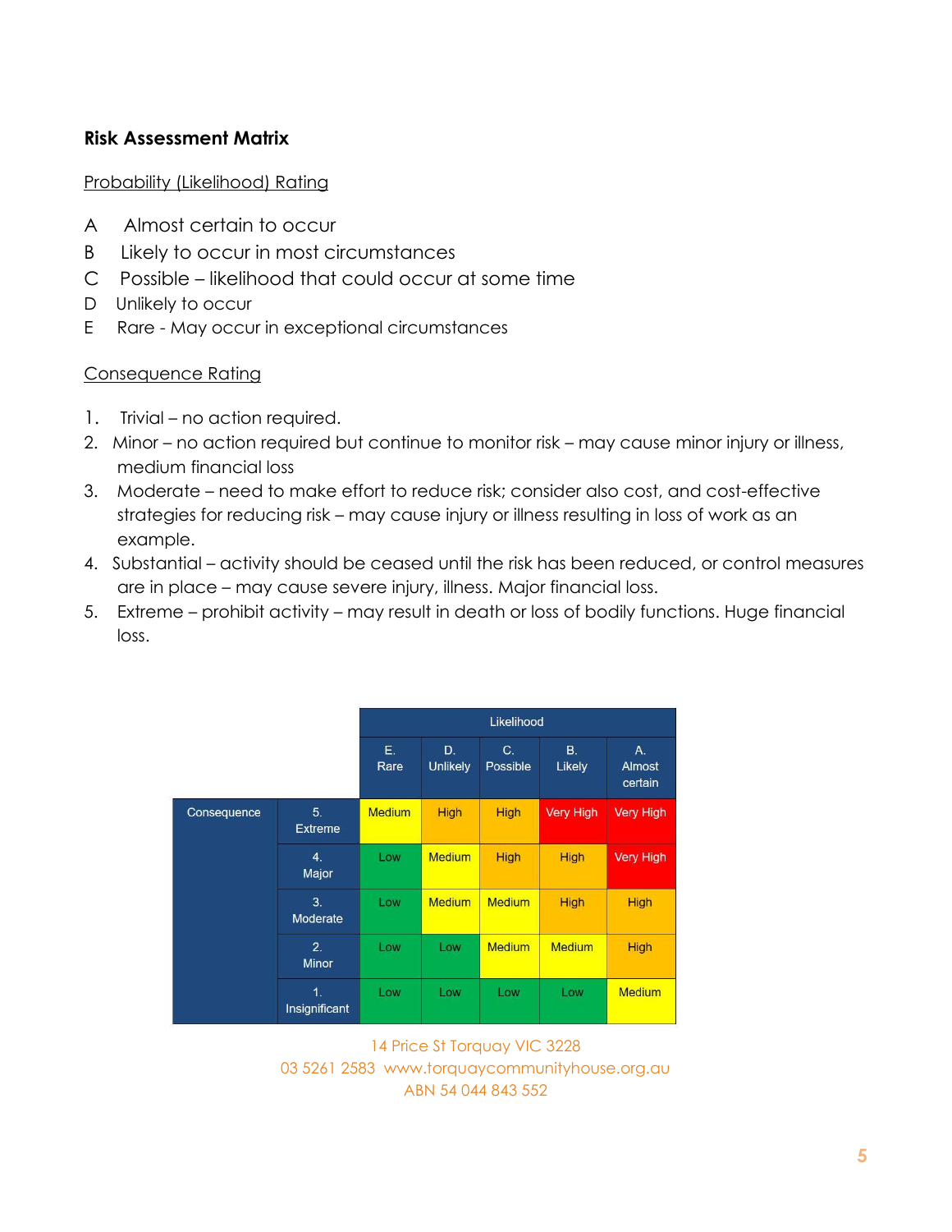**Risk Assessment Matrix**

Probability (Likelihood) Rating

A Almost certain to occur
B Likely to occur in most circumstances
C Possible – likelihood that could occur at some time
D Unlikely to occur
E Rare - May occur in exceptional circumstances

Consequence Rating

1. Trivial – no action required.
2. Minor – no action required but continue to monitor risk – may cause minor injury or illness, medium financial loss
3. Moderate – need to make effort to reduce risk; consider also cost, and cost-effective strategies for reducing risk – may cause injury or illness resulting in loss of work as an example.
4. Substantial – activity should be ceased until the risk has been reduced, or control measures are in place – may cause severe injury, illness. Major financial loss.
5. Extreme – prohibit activity – may result in death or loss of bodily functions. Huge financial loss.

| | | Likelihood | | | | |
|---|---|---|---|---|---|---|
| | | E. Rare | D. Unlikely | C. Possible | B. Likely | A. Almost certain |
| Consequence | 5. Extreme | Medium | High | High | Very High | Very High |
| | 4. Major | Low | Medium | High | High | Very High |
| | 3. Moderate | Low | Medium | Medium | High | High |
| | 2. Minor | Low | Low | Medium | Medium | High |
| | 1. Insignificant | Low | Low | Low | Low | Medium |

14 Price St Torquay VIC 3228
03 5261 2583 www.torquaycommunityhouse.org.au
ABN 54 044 843 552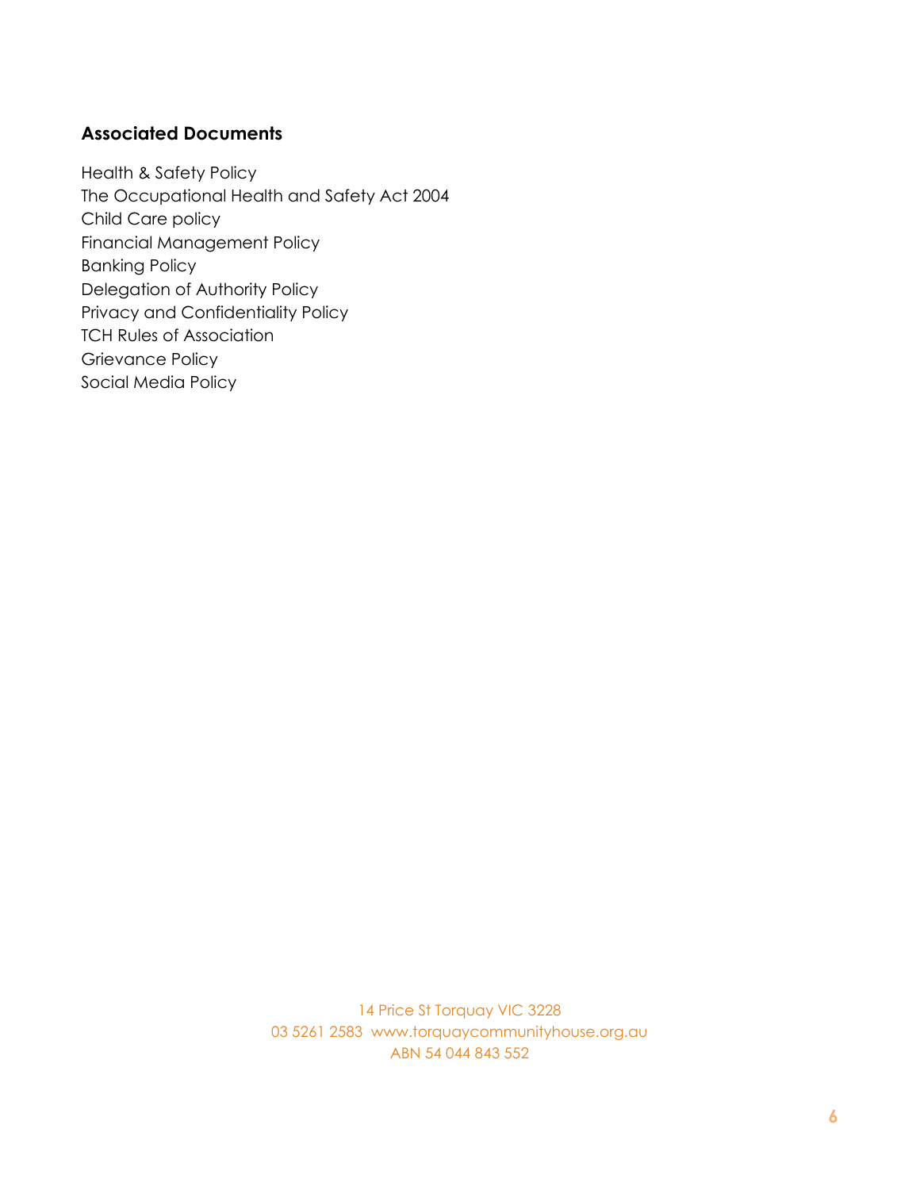### Associated Documents

Health & Safety Policy
The Occupational Health and Safety Act 2004
Child Care policy
Financial Management Policy
Banking Policy
Delegation of Authority Policy
Privacy and Confidentiality Policy
TCH Rules of Association
Grievance Policy
Social Media Policy